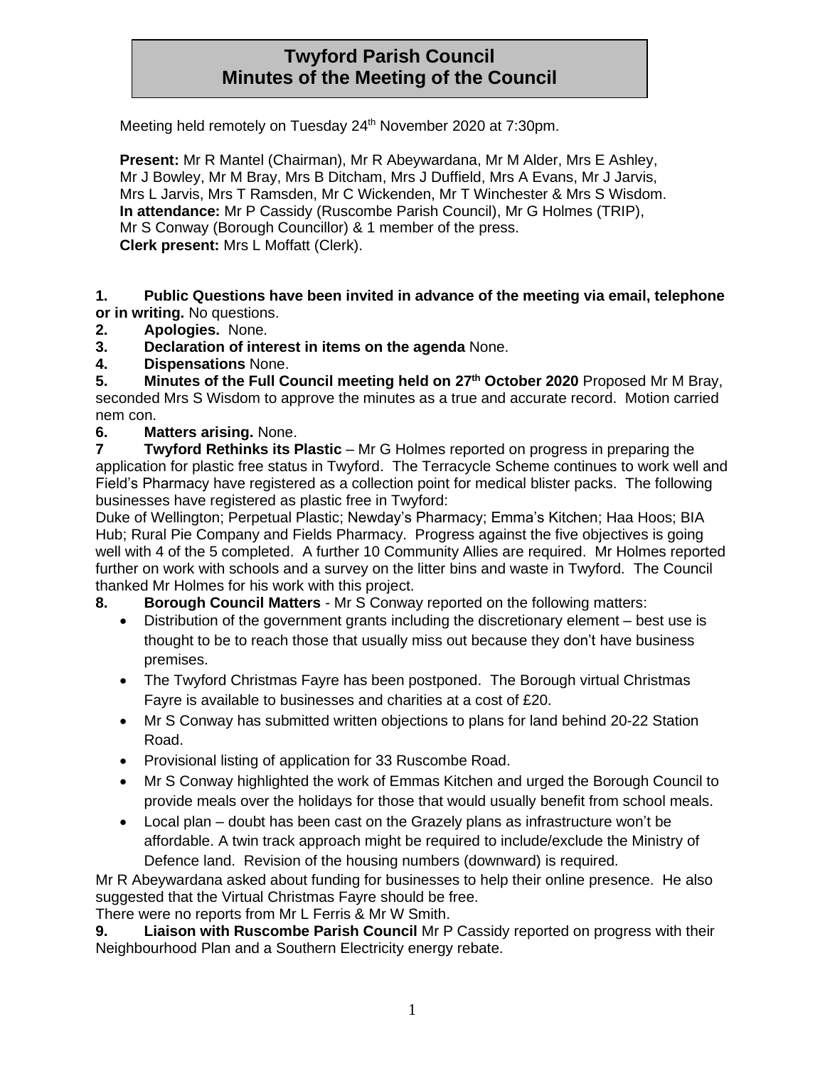# Twyford Parish Council
# Minutes of the Meeting of the Council

Meeting held remotely on Tuesday 24th November 2020 at 7:30pm.

**Present:** Mr R Mantel (Chairman), Mr R Abeywardana, Mr M Alder, Mrs E Ashley, Mr J Bowley, Mr M Bray, Mrs B Ditcham, Mrs J Duffield, Mrs A Evans, Mr J Jarvis, Mrs L Jarvis, Mrs T Ramsden, Mr C Wickenden, Mr T Winchester & Mrs S Wisdom.
**In attendance:** Mr P Cassidy (Ruscombe Parish Council), Mr G Holmes (TRIP), Mr S Conway (Borough Councillor) & 1 member of the press.
**Clerk present:** Mrs L Moffatt (Clerk).

**1. Public Questions have been invited in advance of the meeting via email, telephone or in writing.** No questions.

**2. Apologies.** None.

**3. Declaration of interest in items on the agenda** None.

**4. Dispensations** None.

**5. Minutes of the Full Council meeting held on 27th October 2020** Proposed Mr M Bray, seconded Mrs S Wisdom to approve the minutes as a true and accurate record. Motion carried nem con.

**6. Matters arising.** None.

**7 Twyford Rethinks its Plastic** – Mr G Holmes reported on progress in preparing the application for plastic free status in Twyford. The Terracycle Scheme continues to work well and Field's Pharmacy have registered as a collection point for medical blister packs. The following businesses have registered as plastic free in Twyford:
Duke of Wellington; Perpetual Plastic; Newday's Pharmacy; Emma's Kitchen; Haa Hoos; BIA Hub; Rural Pie Company and Fields Pharmacy. Progress against the five objectives is going well with 4 of the 5 completed. A further 10 Community Allies are required. Mr Holmes reported further on work with schools and a survey on the litter bins and waste in Twyford. The Council thanked Mr Holmes for his work with this project.

**8. Borough Council Matters** - Mr S Conway reported on the following matters:

- Distribution of the government grants including the discretionary element – best use is thought to be to reach those that usually miss out because they don't have business premises.
- The Twyford Christmas Fayre has been postponed. The Borough virtual Christmas Fayre is available to businesses and charities at a cost of £20.
- Mr S Conway has submitted written objections to plans for land behind 20-22 Station Road.
- Provisional listing of application for 33 Ruscombe Road.
- Mr S Conway highlighted the work of Emmas Kitchen and urged the Borough Council to provide meals over the holidays for those that would usually benefit from school meals.
- Local plan – doubt has been cast on the Grazely plans as infrastructure won't be affordable. A twin track approach might be required to include/exclude the Ministry of Defence land. Revision of the housing numbers (downward) is required.

Mr R Abeywardana asked about funding for businesses to help their online presence. He also suggested that the Virtual Christmas Fayre should be free.
There were no reports from Mr L Ferris & Mr W Smith.

**9. Liaison with Ruscombe Parish Council** Mr P Cassidy reported on progress with their Neighbourhood Plan and a Southern Electricity energy rebate.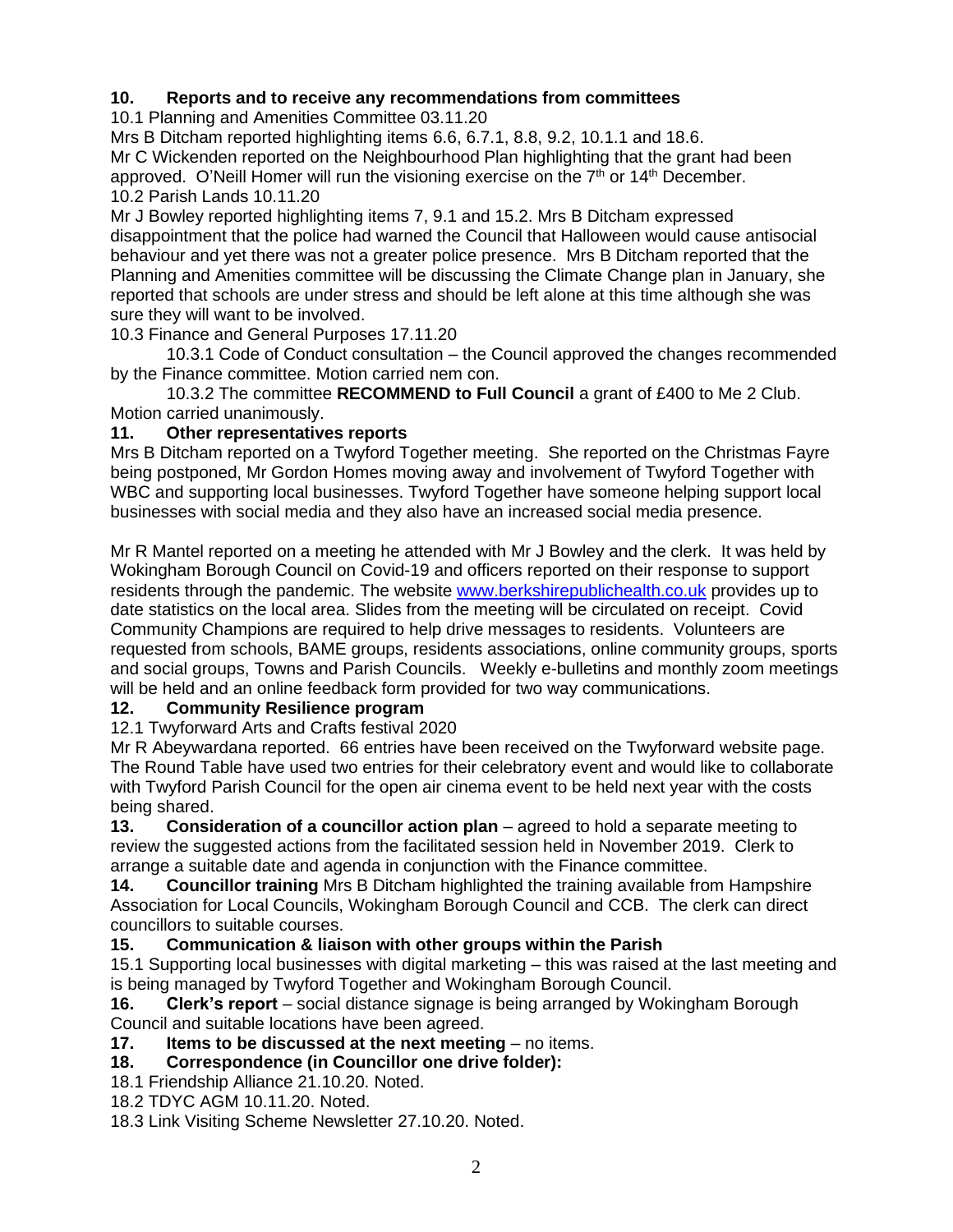**10. Reports and to receive any recommendations from committees**

10.1 Planning and Amenities Committee 03.11.20

Mrs B Ditcham reported highlighting items 6.6, 6.7.1, 8.8, 9.2, 10.1.1 and 18.6.

Mr C Wickenden reported on the Neighbourhood Plan highlighting that the grant had been approved. O'Neill Homer will run the visioning exercise on the 7th or 14th December.

10.2 Parish Lands 10.11.20

Mr J Bowley reported highlighting items 7, 9.1 and 15.2. Mrs B Ditcham expressed disappointment that the police had warned the Council that Halloween would cause antisocial behaviour and yet there was not a greater police presence. Mrs B Ditcham reported that the Planning and Amenities committee will be discussing the Climate Change plan in January, she reported that schools are under stress and should be left alone at this time although she was sure they will want to be involved.

10.3 Finance and General Purposes 17.11.20

10.3.1 Code of Conduct consultation – the Council approved the changes recommended by the Finance committee. Motion carried nem con.

10.3.2 The committee **RECOMMEND to Full Council** a grant of £400 to Me 2 Club. Motion carried unanimously.

**11. Other representatives reports**

Mrs B Ditcham reported on a Twyford Together meeting. She reported on the Christmas Fayre being postponed, Mr Gordon Homes moving away and involvement of Twyford Together with WBC and supporting local businesses. Twyford Together have someone helping support local businesses with social media and they also have an increased social media presence.

Mr R Mantel reported on a meeting he attended with Mr J Bowley and the clerk. It was held by Wokingham Borough Council on Covid-19 and officers reported on their response to support residents through the pandemic. The website [www.berkshirepublichealth.co.uk](http://www.berkshirepublichealth.co.uk) provides up to date statistics on the local area. Slides from the meeting will be circulated on receipt. Covid Community Champions are required to help drive messages to residents. Volunteers are requested from schools, BAME groups, residents associations, online community groups, sports and social groups, Towns and Parish Councils. Weekly e-bulletins and monthly zoom meetings will be held and an online feedback form provided for two way communications.

**12. Community Resilience program**

12.1 Twyforward Arts and Crafts festival 2020

Mr R Abeywardana reported. 66 entries have been received on the Twyforward website page. The Round Table have used two entries for their celebratory event and would like to collaborate with Twyford Parish Council for the open air cinema event to be held next year with the costs being shared.

**13. Consideration of a councillor action plan** – agreed to hold a separate meeting to review the suggested actions from the facilitated session held in November 2019. Clerk to arrange a suitable date and agenda in conjunction with the Finance committee.

**14. Councillor training** Mrs B Ditcham highlighted the training available from Hampshire Association for Local Councils, Wokingham Borough Council and CCB. The clerk can direct councillors to suitable courses.

**15. Communication & liaison with other groups within the Parish**

15.1 Supporting local businesses with digital marketing – this was raised at the last meeting and is being managed by Twyford Together and Wokingham Borough Council.

**16. Clerk's report** – social distance signage is being arranged by Wokingham Borough Council and suitable locations have been agreed.

**17. Items to be discussed at the next meeting** – no items.

**18. Correspondence (in Councillor one drive folder):**

18.1 Friendship Alliance 21.10.20. Noted.

18.2 TDYC AGM 10.11.20. Noted.

18.3 Link Visiting Scheme Newsletter 27.10.20. Noted.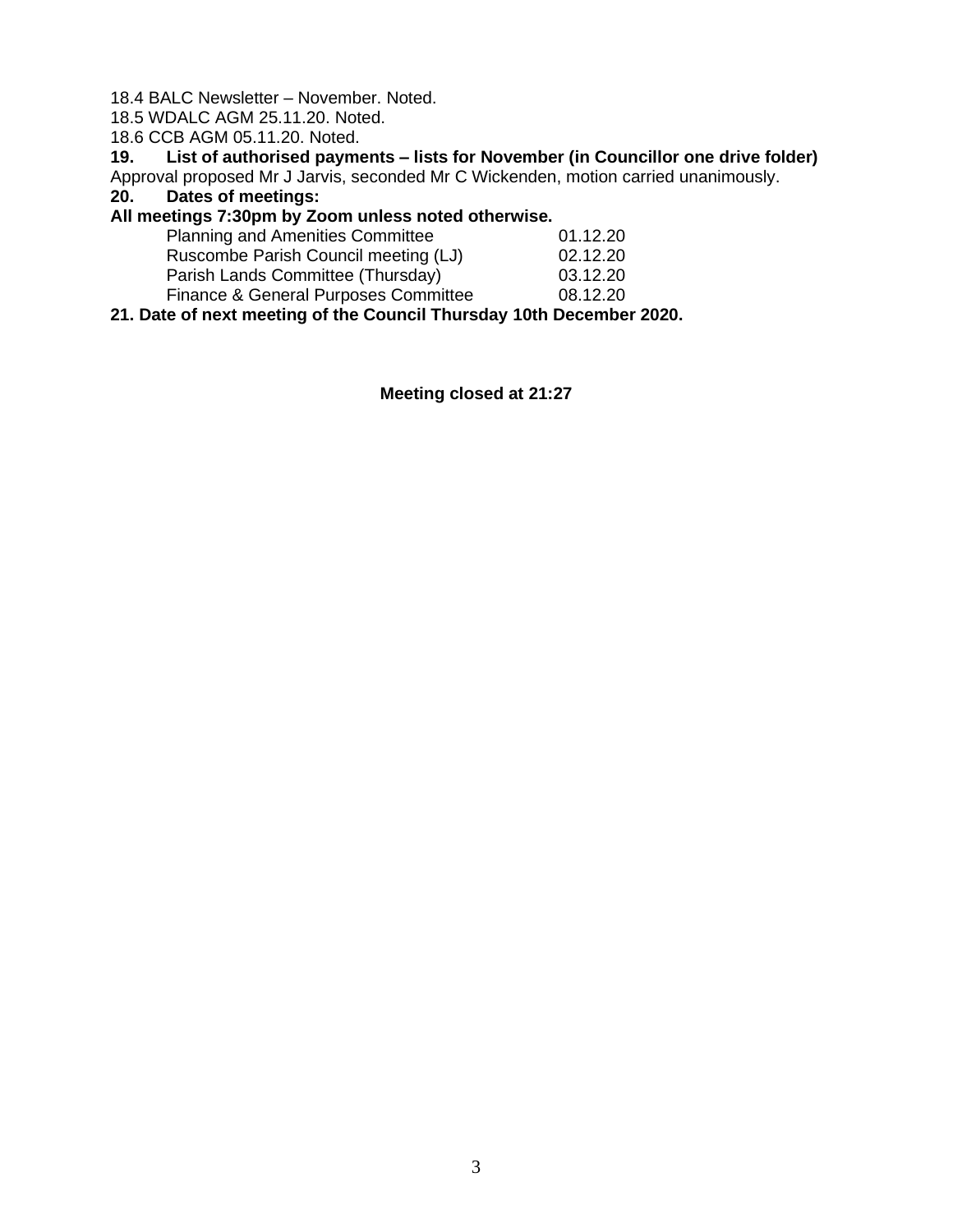18.4 BALC Newsletter – November. Noted.

18.5 WDALC AGM 25.11.20. Noted.

18.6 CCB AGM 05.11.20. Noted.

**19. List of authorised payments – lists for November (in Councillor one drive folder)**

Approval proposed Mr J Jarvis, seconded Mr C Wickenden, motion carried unanimously.

**20. Dates of meetings:**

**All meetings 7:30pm by Zoom unless noted otherwise.**

| | |
|---|---|
| Planning and Amenities Committee | 01.12.20 |
| Ruscombe Parish Council meeting (LJ) | 02.12.20 |
| Parish Lands Committee (Thursday) | 03.12.20 |
| Finance & General Purposes Committee | 08.12.20 |

**21. Date of next meeting of the Council Thursday 10th December 2020.**

**Meeting closed at 21:27**